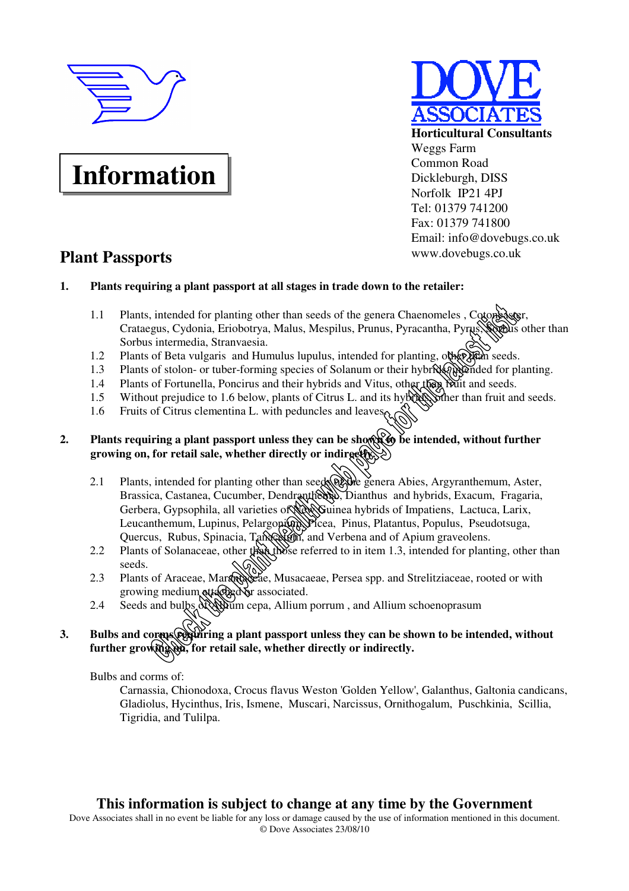**DOVE ASSOCIATES**

**Horticultural Consultants**
Weggs Farm
Common Road
Dickleburgh, DISS
Norfolk IP21 4PJ
Tel: 01379 741200
Fax: 01379 741800
Email: info@dovebugs.co.uk
www.dovebugs.co.uk

# Information

## Plant Passports

*Check the plant health web page for the latest list*

**1. Plants requiring a plant passport at all stages in trade down to the retailer:**

1.1 Plants, intended for planting other than seeds of the genera Chaenomeles , Cotoneaster, Crataegus, Cydonia, Eriobotrya, Malus, Mespilus, Prunus, Pyracantha, Pyrus, Sorbus other than Sorbus intermedia, Stranvaesia.
1.2 Plants of Beta vulgaris and Humulus lupulus, intended for planting, other than seeds.
1.3 Plants of stolon- or tuber-forming species of Solanum or their hybrids, intended for planting.
1.4 Plants of Fortunella, Poncirus and their hybrids and Vitus, other than fruit and seeds.
1.5 Without prejudice to 1.6 below, plants of Citrus L. and its hybrids, other than fruit and seeds.
1.6 Fruits of Citrus clementina L. with peduncles and leaves.

**2. Plants requiring a plant passport unless they can be shown to be intended, without further growing on, for retail sale, whether directly or indirectly.**

2.1 Plants, intended for planting other than seeds of the genera Abies, Argyranthemum, Aster, Brassica, Castanea, Cucumber, Dendranthema, Dianthus and hybrids, Exacum, Fragaria, Gerbera, Gypsophila, all varieties of New Guinea hybrids of Impatiens, Lactuca, Larix, Leucanthemum, Lupinus, Pelargonium, Picea, Pinus, Platantus, Populus, Pseudotsuga, Quercus, Rubus, Spinacia, Tanacetum, and Verbena and of Apium graveolens.
2.2 Plants of Solanaceae, other than those referred to in item 1.3, intended for planting, other than seeds.
2.3 Plants of Araceae, Marantaceae, Musacaeae, Persea spp. and Strelitziaceae, rooted or with growing medium attached or associated.
2.4 Seeds and bulbs of Allium cepa, Allium porrum , and Allium schoenoprasum

**3. Bulbs and corms requiring a plant passport unless they can be shown to be intended, without further growing on, for retail sale, whether directly or indirectly.**

Bulbs and corms of:

Carnassia, Chionodoxa, Crocus flavus Weston 'Golden Yellow', Galanthus, Galtonia candicans, Gladiolus, Hycinthus, Iris, Ismene, Muscari, Narcissus, Ornithogalum, Puschkinia, Scillia, Tigridia, and Tulilpa.

**This information is subject to change at any time by the Government**

Dove Associates shall in no event be liable for any loss or damage caused by the use of information mentioned in this document.
© Dove Associates 23/08/10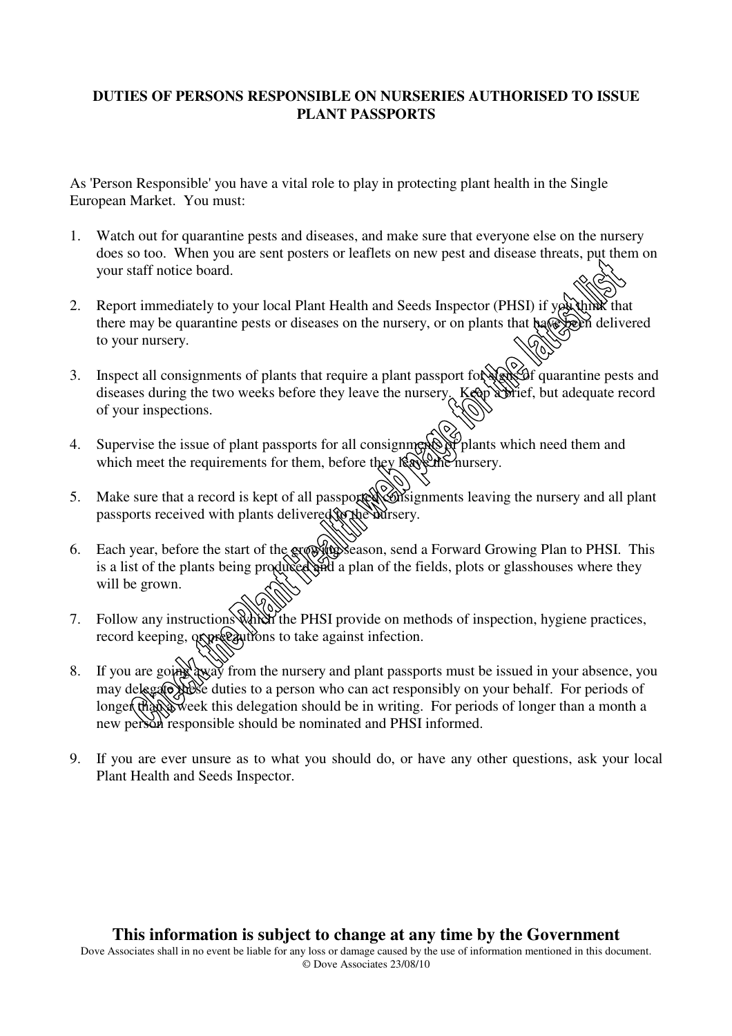**DUTIES OF PERSONS RESPONSIBLE ON NURSERIES AUTHORISED TO ISSUE PLANT PASSPORTS**

As 'Person Responsible' you have a vital role to play in protecting plant health in the Single European Market. You must:

1. Watch out for quarantine pests and diseases, and make sure that everyone else on the nursery does so too. When you are sent posters or leaflets on new pest and disease threats, put them on your staff notice board.

2. Report immediately to your local Plant Health and Seeds Inspector (PHSI) if you think that there may be quarantine pests or diseases on the nursery, or on plants that have been delivered to your nursery.

3. Inspect all consignments of plants that require a plant passport for signs of quarantine pests and diseases during the two weeks before they leave the nursery. Keep a brief, but adequate record of your inspections.

4. Supervise the issue of plant passports for all consignments of plants which need them and which meet the requirements for them, before they leave the nursery.

5. Make sure that a record is kept of all passported consignments leaving the nursery and all plant passports received with plants delivered to the nursery.

6. Each year, before the start of the growing season, send a Forward Growing Plan to PHSI. This is a list of the plants being produced and a plan of the fields, plots or glasshouses where they will be grown.

7. Follow any instructions which the PHSI provide on methods of inspection, hygiene practices, record keeping, or precautions to take against infection.

8. If you are going away from the nursery and plant passports must be issued in your absence, you may delegate these duties to a person who can act responsibly on your behalf. For periods of longer than a week this delegation should be in writing. For periods of longer than a month a new person responsible should be nominated and PHSI informed.

9. If you are ever unsure as to what you should do, or have any other questions, ask your local Plant Health and Seeds Inspector.

Check the Plant Health web page for the latest list

**This information is subject to change at any time by the Government**

Dove Associates shall in no event be liable for any loss or damage caused by the use of information mentioned in this document.
© Dove Associates 23/08/10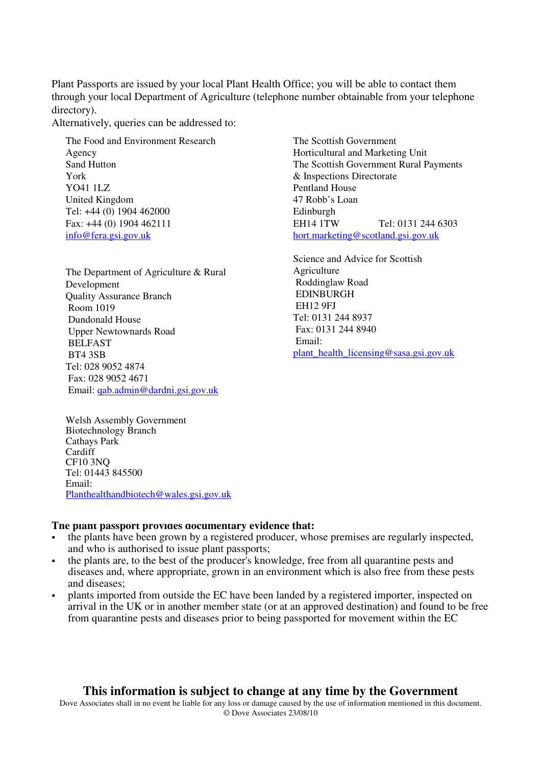Plant Passports are issued by your local Plant Health Office; you will be able to contact them through your local Department of Agriculture (telephone number obtainable from your telephone directory).
Alternatively, queries can be addressed to:

The Food and Environment Research Agency
Sand Hutton
York
YO41 1LZ
United Kingdom
Tel: +44 (0) 1904 462000
Fax: +44 (0) 1904 462111
info@fera.gsi.gov.uk

The Department of Agriculture & Rural Development
Quality Assurance Branch
Room 1019
Dundonald House
Upper Newtownards Road
BELFAST
BT4 3SB
Tel: 028 9052 4874
Fax: 028 9052 4671
Email: qab.admin@dardni.gsi.gov.uk

Welsh Assembly Government
Biotechnology Branch
Cathays Park
Cardiff
CF10 3NQ
Tel: 01443 845500
Email:
Planthealthandbiotech@wales.gsi.gov.uk

The Scottish Government
Horticultural and Marketing Unit
The Scottish Government Rural Payments & Inspections Directorate
Pentland House
47 Robb's Loan
Edinburgh
EH14 1TW Tel: 0131 244 6303
hort.marketing@scotland.gsi.gov.uk

Science and Advice for Scottish Agriculture
Roddinglaw Road
EDINBURGH
EH12 9FJ
Tel: 0131 244 8937
Fax: 0131 244 8940
Email:
plant_health_licensing@sasa.gsi.gov.uk

**The plant passport provides documentary evidence that:**

- the plants have been grown by a registered producer, whose premises are regularly inspected, and who is authorised to issue plant passports;
- the plants are, to the best of the producer's knowledge, free from all quarantine pests and diseases and, where appropriate, grown in an environment which is also free from these pests and diseases;
- plants imported from outside the EC have been landed by a registered importer, inspected on arrival in the UK or in another member state (or at an approved destination) and found to be free from quarantine pests and diseases prior to being passported for movement within the EC

**This information is subject to change at any time by the Government**

Dove Associates shall in no event be liable for any loss or damage caused by the use of information mentioned in this document.
© Dove Associates 23/08/10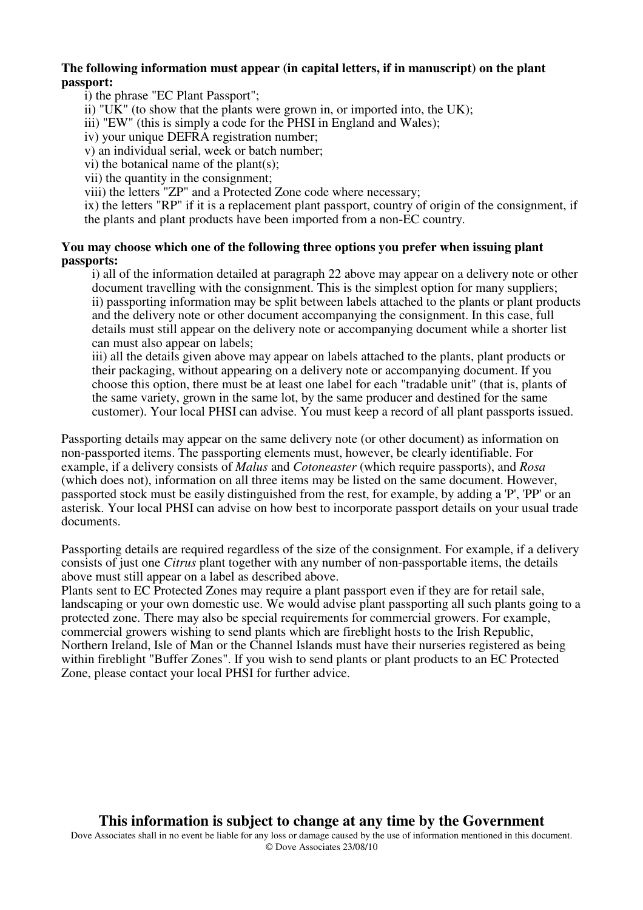**The following information must appear (in capital letters, if in manuscript) on the plant passport:**

i) the phrase "EC Plant Passport";
ii) "UK" (to show that the plants were grown in, or imported into, the UK);
iii) "EW" (this is simply a code for the PHSI in England and Wales);
iv) your unique DEFRA registration number;
v) an individual serial, week or batch number;
vi) the botanical name of the plant(s);
vii) the quantity in the consignment;
viii) the letters "ZP" and a Protected Zone code where necessary;
ix) the letters "RP" if it is a replacement plant passport, country of origin of the consignment, if the plants and plant products have been imported from a non-EC country.

**You may choose which one of the following three options you prefer when issuing plant passports:**

i) all of the information detailed at paragraph 22 above may appear on a delivery note or other document travelling with the consignment. This is the simplest option for many suppliers;
ii) passporting information may be split between labels attached to the plants or plant products and the delivery note or other document accompanying the consignment. In this case, full details must still appear on the delivery note or accompanying document while a shorter list can must also appear on labels;
iii) all the details given above may appear on labels attached to the plants, plant products or their packaging, without appearing on a delivery note or accompanying document. If you choose this option, there must be at least one label for each "tradable unit" (that is, plants of the same variety, grown in the same lot, by the same producer and destined for the same customer). Your local PHSI can advise. You must keep a record of all plant passports issued.

Passporting details may appear on the same delivery note (or other document) as information on non-passported items. The passporting elements must, however, be clearly identifiable. For example, if a delivery consists of *Malus* and *Cotoneaster* (which require passports), and *Rosa* (which does not), information on all three items may be listed on the same document. However, passported stock must be easily distinguished from the rest, for example, by adding a 'P', 'PP' or an asterisk. Your local PHSI can advise on how best to incorporate passport details on your usual trade documents.

Passporting details are required regardless of the size of the consignment. For example, if a delivery consists of just one *Citrus* plant together with any number of non-passportable items, the details above must still appear on a label as described above.
Plants sent to EC Protected Zones may require a plant passport even if they are for retail sale, landscaping or your own domestic use. We would advise plant passporting all such plants going to a protected zone. There may also be special requirements for commercial growers. For example, commercial growers wishing to send plants which are fireblight hosts to the Irish Republic, Northern Ireland, Isle of Man or the Channel Islands must have their nurseries registered as being within fireblight "Buffer Zones". If you wish to send plants or plant products to an EC Protected Zone, please contact your local PHSI for further advice.

**This information is subject to change at any time by the Government**

Dove Associates shall in no event be liable for any loss or damage caused by the use of information mentioned in this document.
© Dove Associates 23/08/10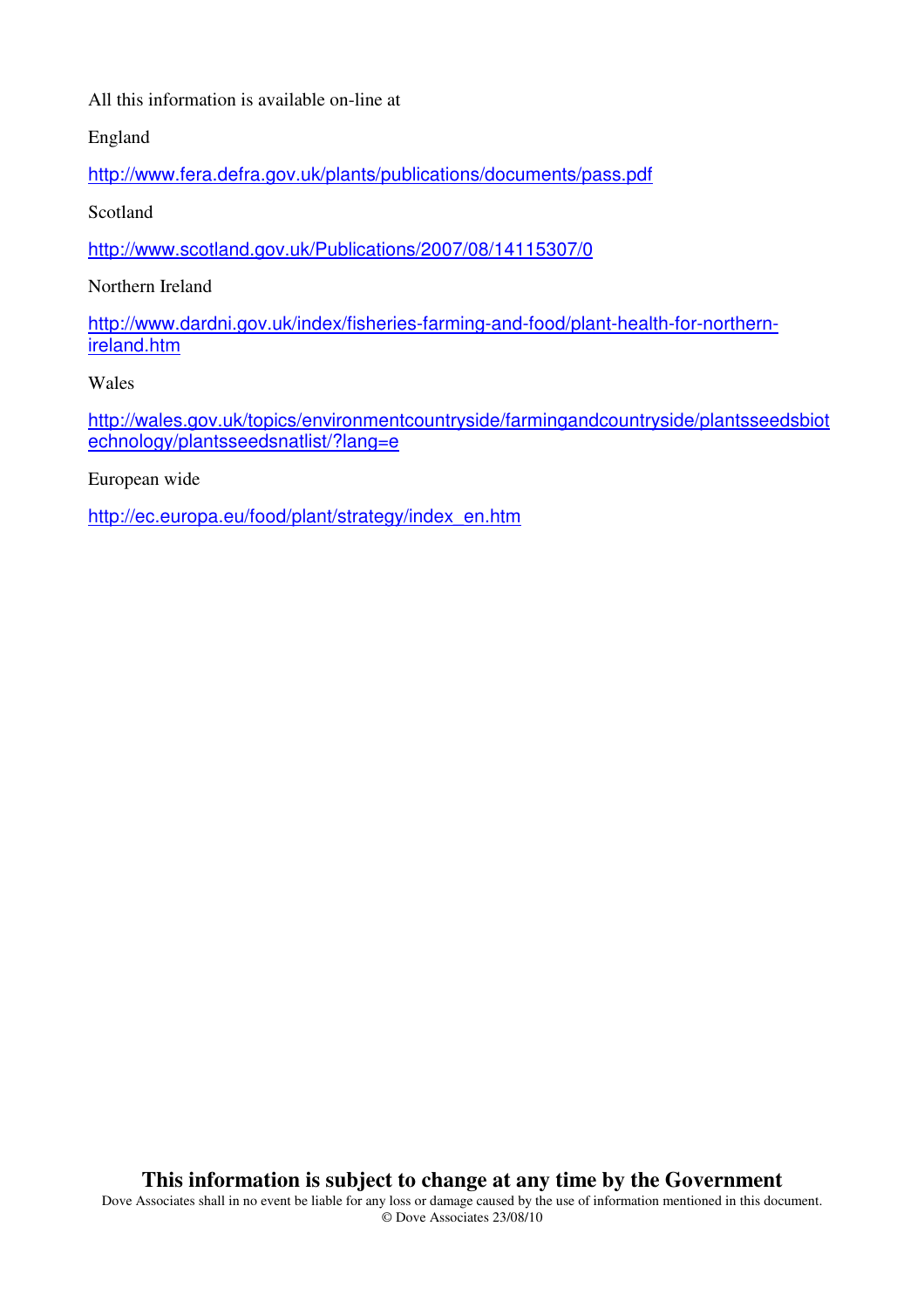All this information is available on-line at

England

http://www.fera.defra.gov.uk/plants/publications/documents/pass.pdf

Scotland

http://www.scotland.gov.uk/Publications/2007/08/14115307/0

Northern Ireland

http://www.dardni.gov.uk/index/fisheries-farming-and-food/plant-health-for-northern-ireland.htm

Wales

http://wales.gov.uk/topics/environmentcountryside/farmingandcountryside/plantsseedsbiotechnology/plantsseedsnatlist/?lang=e

European wide

http://ec.europa.eu/food/plant/strategy/index_en.htm

**This information is subject to change at any time by the Government**

Dove Associates shall in no event be liable for any loss or damage caused by the use of information mentioned in this document.
© Dove Associates 23/08/10